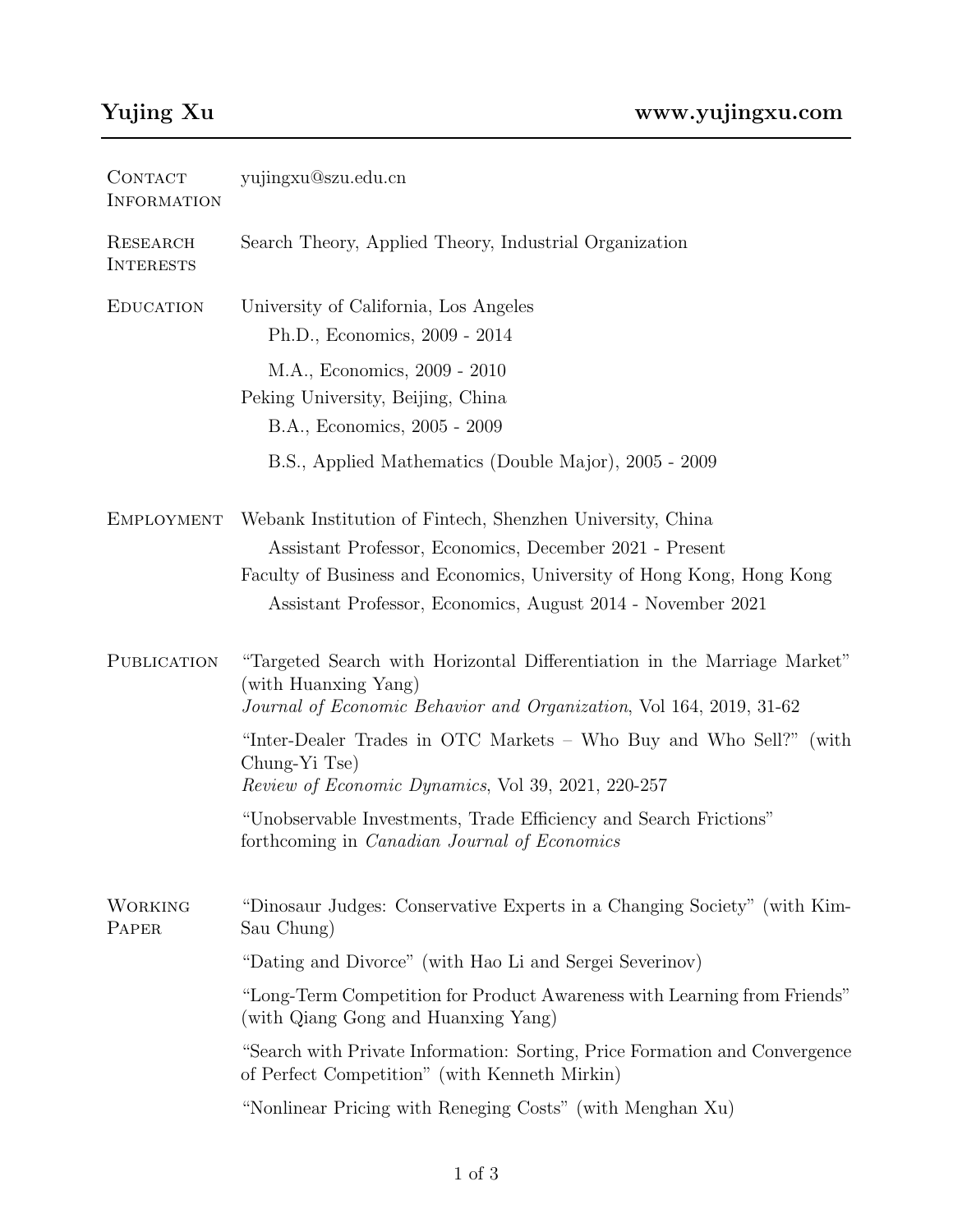# Yujing Xu

**www.yujingxu.com**

---

## Contact Information

yujingxu@szu.edu.cn

## Research Interests

Search Theory, Applied Theory, Industrial Organization

## Education

University of California, Los Angeles

- Ph.D., Economics, 2009 - 2014
- M.A., Economics, 2009 - 2010

Peking University, Beijing, China

- B.A., Economics, 2005 - 2009
- B.S., Applied Mathematics (Double Major), 2005 - 2009

## Employment

Webank Institution of Fintech, Shenzhen University, China

- Assistant Professor, Economics, December 2021 - Present

Faculty of Business and Economics, University of Hong Kong, Hong Kong

- Assistant Professor, Economics, August 2014 - November 2021

## Publication

"Targeted Search with Horizontal Differentiation in the Marriage Market" (with Huanxing Yang)
*Journal of Economic Behavior and Organization*, Vol 164, 2019, 31-62

"Inter-Dealer Trades in OTC Markets – Who Buy and Who Sell?" (with Chung-Yi Tse)
*Review of Economic Dynamics*, Vol 39, 2021, 220-257

"Unobservable Investments, Trade Efficiency and Search Frictions"
forthcoming in *Canadian Journal of Economics*

## Working Paper

"Dinosaur Judges: Conservative Experts in a Changing Society" (with Kim-Sau Chung)

"Dating and Divorce" (with Hao Li and Sergei Severinov)

"Long-Term Competition for Product Awareness with Learning from Friends" (with Qiang Gong and Huanxing Yang)

"Search with Private Information: Sorting, Price Formation and Convergence of Perfect Competition" (with Kenneth Mirkin)

"Nonlinear Pricing with Reneging Costs" (with Menghan Xu)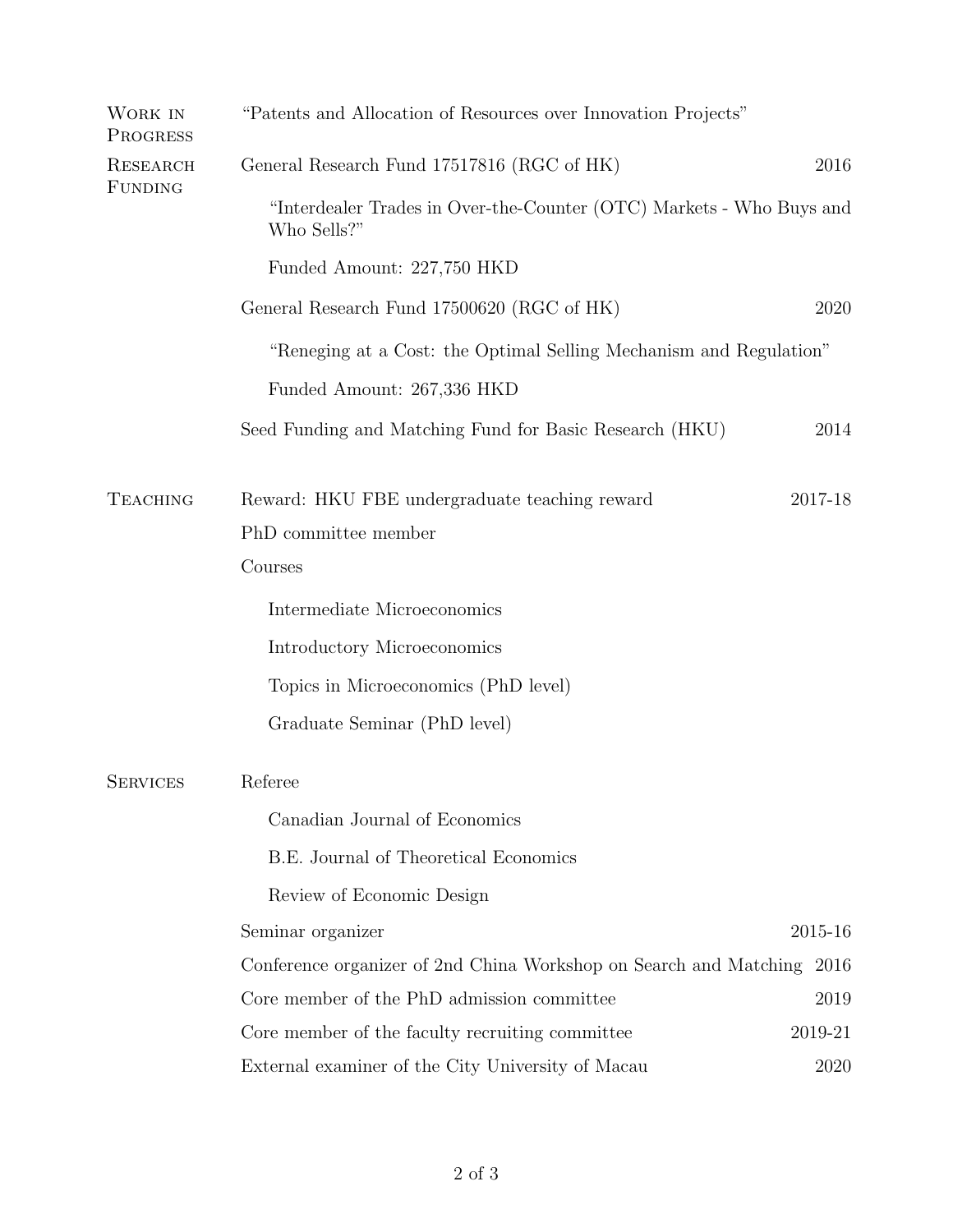## Work in Progress

"Patents and Allocation of Resources over Innovation Projects"

## Research Funding

General Research Fund 17517816 (RGC of HK) — 2016

"Interdealer Trades in Over-the-Counter (OTC) Markets - Who Buys and Who Sells?"

Funded Amount: 227,750 HKD

General Research Fund 17500620 (RGC of HK) — 2020

"Reneging at a Cost: the Optimal Selling Mechanism and Regulation"

Funded Amount: 267,336 HKD

Seed Funding and Matching Fund for Basic Research (HKU) — 2014

## Teaching

Reward: HKU FBE undergraduate teaching reward — 2017-18

PhD committee member

Courses

- Intermediate Microeconomics
- Introductory Microeconomics
- Topics in Microeconomics (PhD level)
- Graduate Seminar (PhD level)

## Services

Referee

- Canadian Journal of Economics
- B.E. Journal of Theoretical Economics
- Review of Economic Design

Seminar organizer — 2015-16

Conference organizer of 2nd China Workshop on Search and Matching — 2016

Core member of the PhD admission committee — 2019

Core member of the faculty recruiting committee — 2019-21

External examiner of the City University of Macau — 2020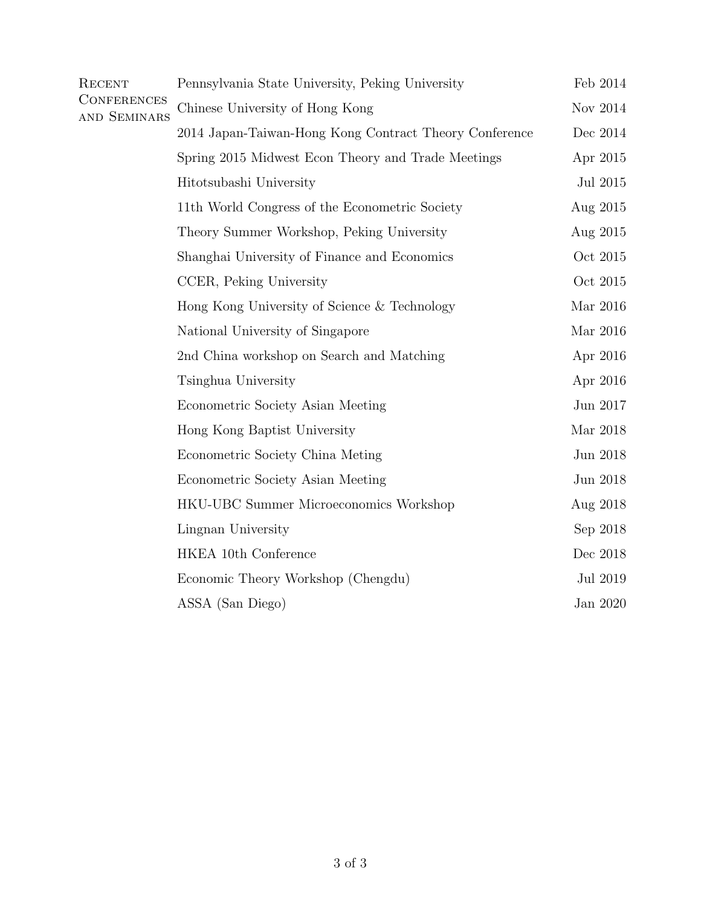## Recent Conferences and Seminars

| | |
|---|---|
| Pennsylvania State University, Peking University | Feb 2014 |
| Chinese University of Hong Kong | Nov 2014 |
| 2014 Japan-Taiwan-Hong Kong Contract Theory Conference | Dec 2014 |
| Spring 2015 Midwest Econ Theory and Trade Meetings | Apr 2015 |
| Hitotsubashi University | Jul 2015 |
| 11th World Congress of the Econometric Society | Aug 2015 |
| Theory Summer Workshop, Peking University | Aug 2015 |
| Shanghai University of Finance and Economics | Oct 2015 |
| CCER, Peking University | Oct 2015 |
| Hong Kong University of Science & Technology | Mar 2016 |
| National University of Singapore | Mar 2016 |
| 2nd China workshop on Search and Matching | Apr 2016 |
| Tsinghua University | Apr 2016 |
| Econometric Society Asian Meeting | Jun 2017 |
| Hong Kong Baptist University | Mar 2018 |
| Econometric Society China Meting | Jun 2018 |
| Econometric Society Asian Meeting | Jun 2018 |
| HKU-UBC Summer Microeconomics Workshop | Aug 2018 |
| Lingnan University | Sep 2018 |
| HKEA 10th Conference | Dec 2018 |
| Economic Theory Workshop (Chengdu) | Jul 2019 |
| ASSA (San Diego) | Jan 2020 |